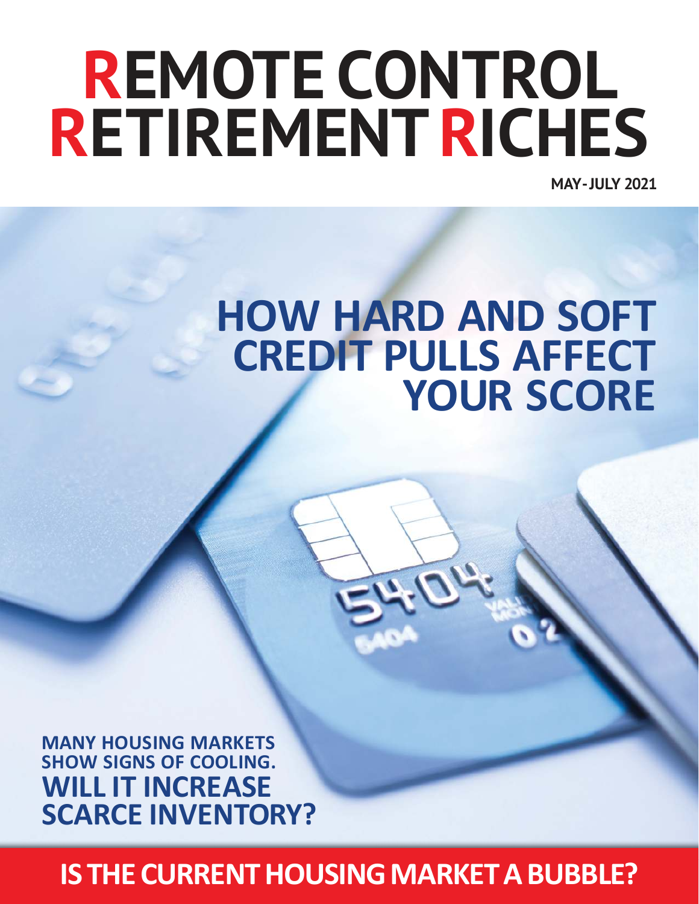# REMOTE CONTROL RETIREMENT RICHES

**MAY-JULY 2021**

## HOW HARD AND SOFT CREDIT PULLS AFFECT YOUR SCORE

**MANY HOUSING MARKETS SHOW SIGNS OF COOLING.**
**WILL IT INCREASE SCARCE INVENTORY?**

**IS THE CURRENT HOUSING MARKET A BUBBLE?**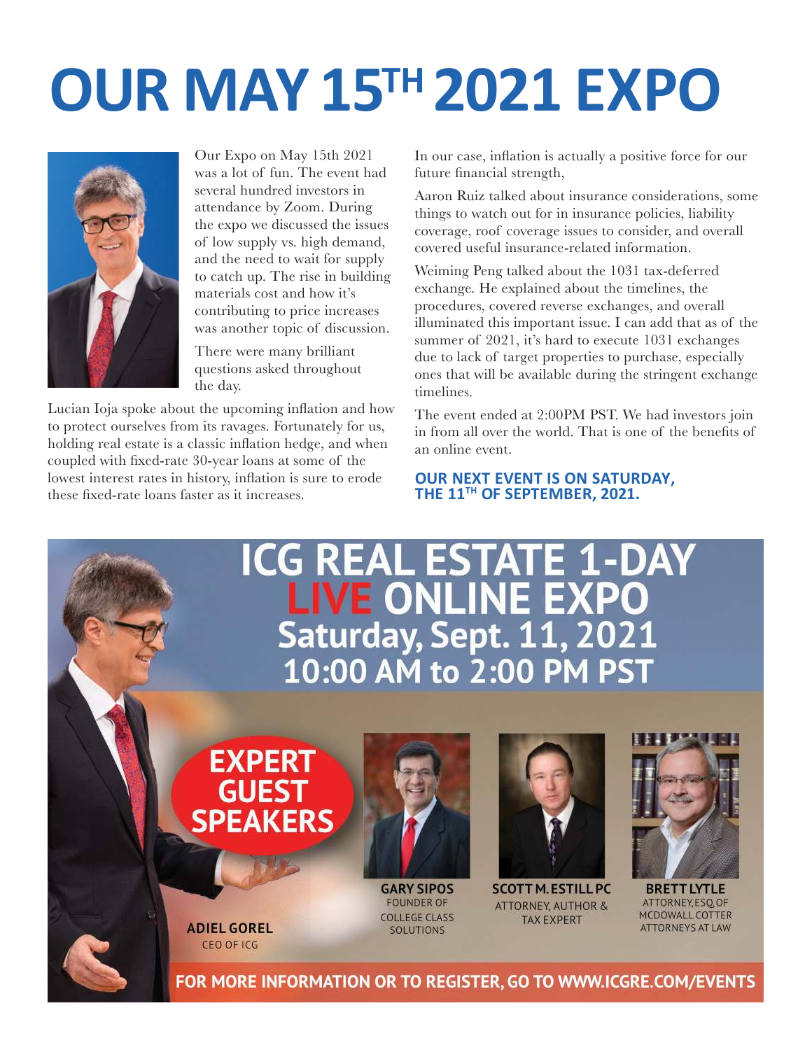# OUR MAY 15TH 2021 EXPO

Our Expo on May 15th 2021 was a lot of fun. The event had several hundred investors in attendance by Zoom. During the expo we discussed the issues of low supply vs. high demand, and the need to wait for supply to catch up. The rise in building materials cost and how it's contributing to price increases was another topic of discussion.

There were many brilliant questions asked throughout the day.

Lucian Ioja spoke about the upcoming inflation and how to protect ourselves from its ravages. Fortunately for us, holding real estate is a classic inflation hedge, and when coupled with fixed-rate 30-year loans at some of the lowest interest rates in history, inflation is sure to erode these fixed-rate loans faster as it increases.

In our case, inflation is actually a positive force for our future financial strength,

Aaron Ruiz talked about insurance considerations, some things to watch out for in insurance policies, liability coverage, roof coverage issues to consider, and overall covered useful insurance-related information.

Weiming Peng talked about the 1031 tax-deferred exchange. He explained about the timelines, the procedures, covered reverse exchanges, and overall illuminated this important issue. I can add that as of the summer of 2021, it's hard to execute 1031 exchanges due to lack of target properties to purchase, especially ones that will be available during the stringent exchange timelines.

The event ended at 2:00PM PST. We had investors join in from all over the world. That is one of the benefits of an online event.

**OUR NEXT EVENT IS ON SATURDAY, THE 11TH OF SEPTEMBER, 2021.**

## ICG REAL ESTATE 1-DAY LIVE ONLINE EXPO

### Saturday, Sept. 11, 2021
### 10:00 AM to 2:00 PM PST

**EXPERT GUEST SPEAKERS**

**ADIEL GOREL**
CEO OF ICG

**GARY SIPOS**
FOUNDER OF COLLEGE CLASS SOLUTIONS

**SCOTT M. ESTILL PC**
ATTORNEY, AUTHOR & TAX EXPERT

**BRETT LYTLE**
ATTORNEY, ESQ. OF MCDOWALL COTTER ATTORNEYS AT LAW

**FOR MORE INFORMATION OR TO REGISTER, GO TO WWW.ICGRE.COM/EVENTS**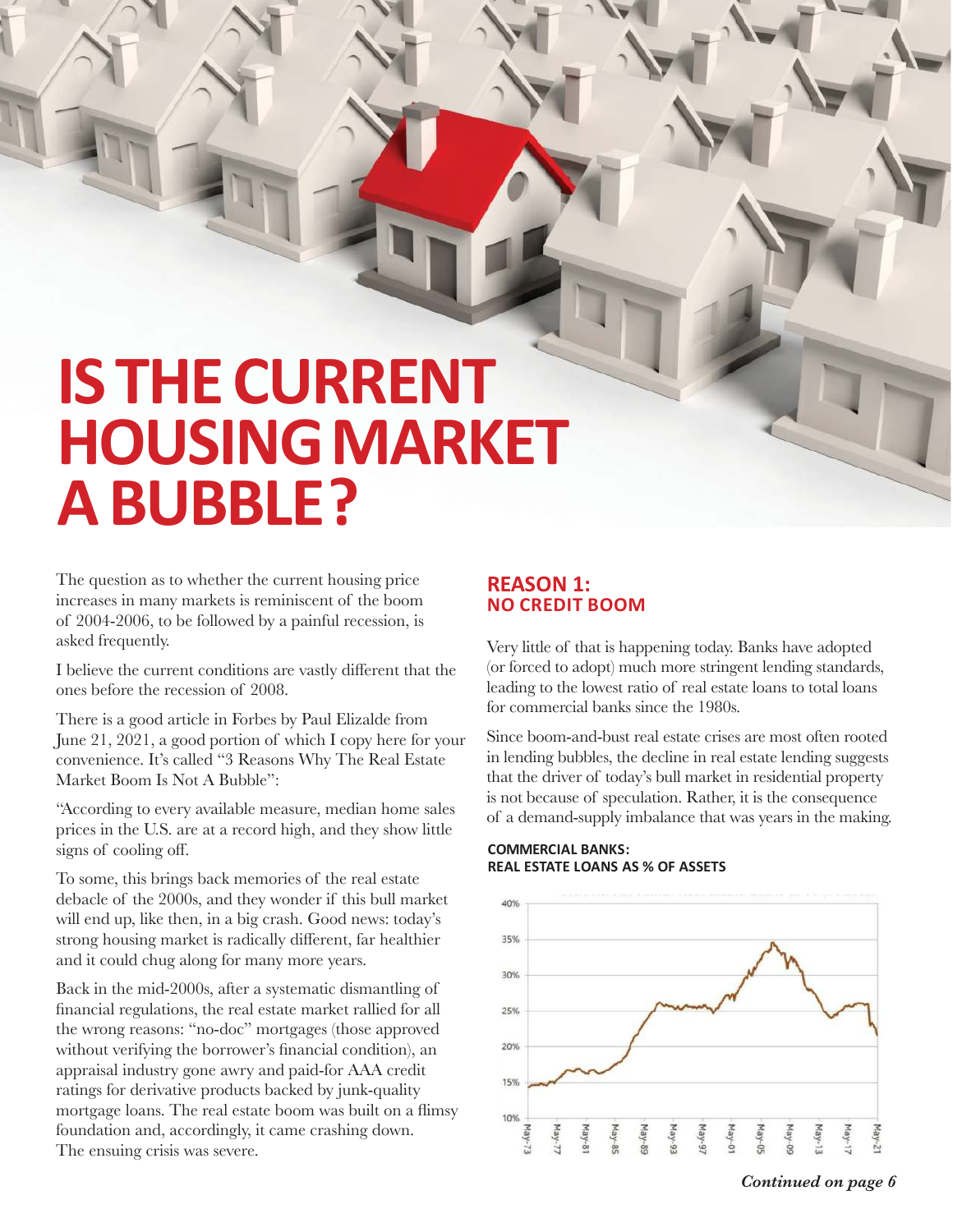# IS THE CURRENT HOUSING MARKET A BUBBLE?

The question as to whether the current housing price increases in many markets is reminiscent of the boom of 2004-2006, to be followed by a painful recession, is asked frequently.

I believe the current conditions are vastly different that the ones before the recession of 2008.

There is a good article in Forbes by Paul Elizalde from June 21, 2021, a good portion of which I copy here for your convenience. It's called "3 Reasons Why The Real Estate Market Boom Is Not A Bubble":

"According to every available measure, median home sales prices in the U.S. are at a record high, and they show little signs of cooling off.

To some, this brings back memories of the real estate debacle of the 2000s, and they wonder if this bull market will end up, like then, in a big crash. Good news: today's strong housing market is radically different, far healthier and it could chug along for many more years.

Back in the mid-2000s, after a systematic dismantling of financial regulations, the real estate market rallied for all the wrong reasons: "no-doc" mortgages (those approved without verifying the borrower's financial condition), an appraisal industry gone awry and paid-for AAA credit ratings for derivative products backed by junk-quality mortgage loans. The real estate boom was built on a flimsy foundation and, accordingly, it came crashing down. The ensuing crisis was severe.

## REASON 1: NO CREDIT BOOM

Very little of that is happening today. Banks have adopted (or forced to adopt) much more stringent lending standards, leading to the lowest ratio of real estate loans to total loans for commercial banks since the 1980s.

Since boom-and-bust real estate crises are most often rooted in lending bubbles, the decline in real estate lending suggests that the driver of today's bull market in residential property is not because of speculation. Rather, it is the consequence of a demand-supply imbalance that was years in the making.

**COMMERCIAL BANKS: REAL ESTATE LOANS AS % OF ASSETS**

*Continued on page 6*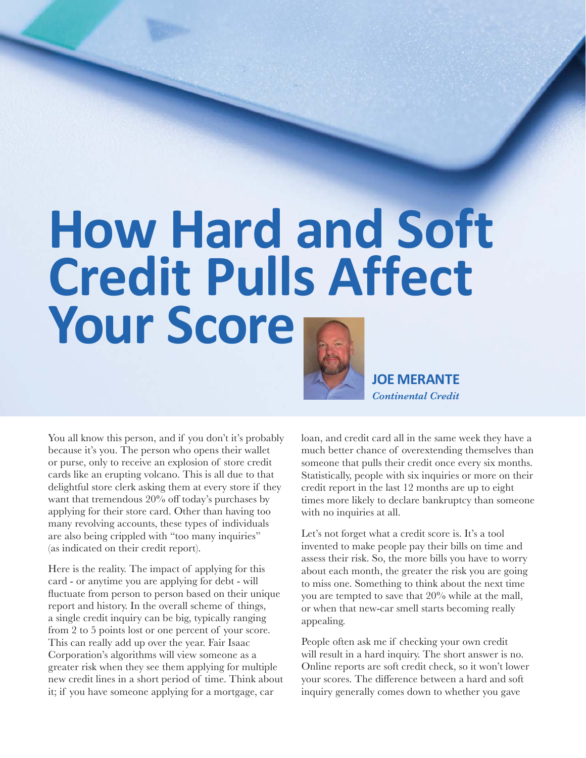# How Hard and Soft Credit Pulls Affect Your Score

**JOE MERANTE**
*Continental Credit*

You all know this person, and if you don't it's probably because it's you. The person who opens their wallet or purse, only to receive an explosion of store credit cards like an erupting volcano. This is all due to that delightful store clerk asking them at every store if they want that tremendous 20% off today's purchases by applying for their store card. Other than having too many revolving accounts, these types of individuals are also being crippled with "too many inquiries" (as indicated on their credit report).

Here is the reality. The impact of applying for this card - or anytime you are applying for debt - will fluctuate from person to person based on their unique report and history. In the overall scheme of things, a single credit inquiry can be big, typically ranging from 2 to 5 points lost or one percent of your score. This can really add up over the year. Fair Isaac Corporation's algorithms will view someone as a greater risk when they see them applying for multiple new credit lines in a short period of time. Think about it; if you have someone applying for a mortgage, car loan, and credit card all in the same week they have a much better chance of overextending themselves than someone that pulls their credit once every six months. Statistically, people with six inquiries or more on their credit report in the last 12 months are up to eight times more likely to declare bankruptcy than someone with no inquiries at all.

Let's not forget what a credit score is. It's a tool invented to make people pay their bills on time and assess their risk. So, the more bills you have to worry about each month, the greater the risk you are going to miss one. Something to think about the next time you are tempted to save that 20% while at the mall, or when that new-car smell starts becoming really appealing.

People often ask me if checking your own credit will result in a hard inquiry. The short answer is no. Online reports are soft credit check, so it won't lower your scores. The difference between a hard and soft inquiry generally comes down to whether you gave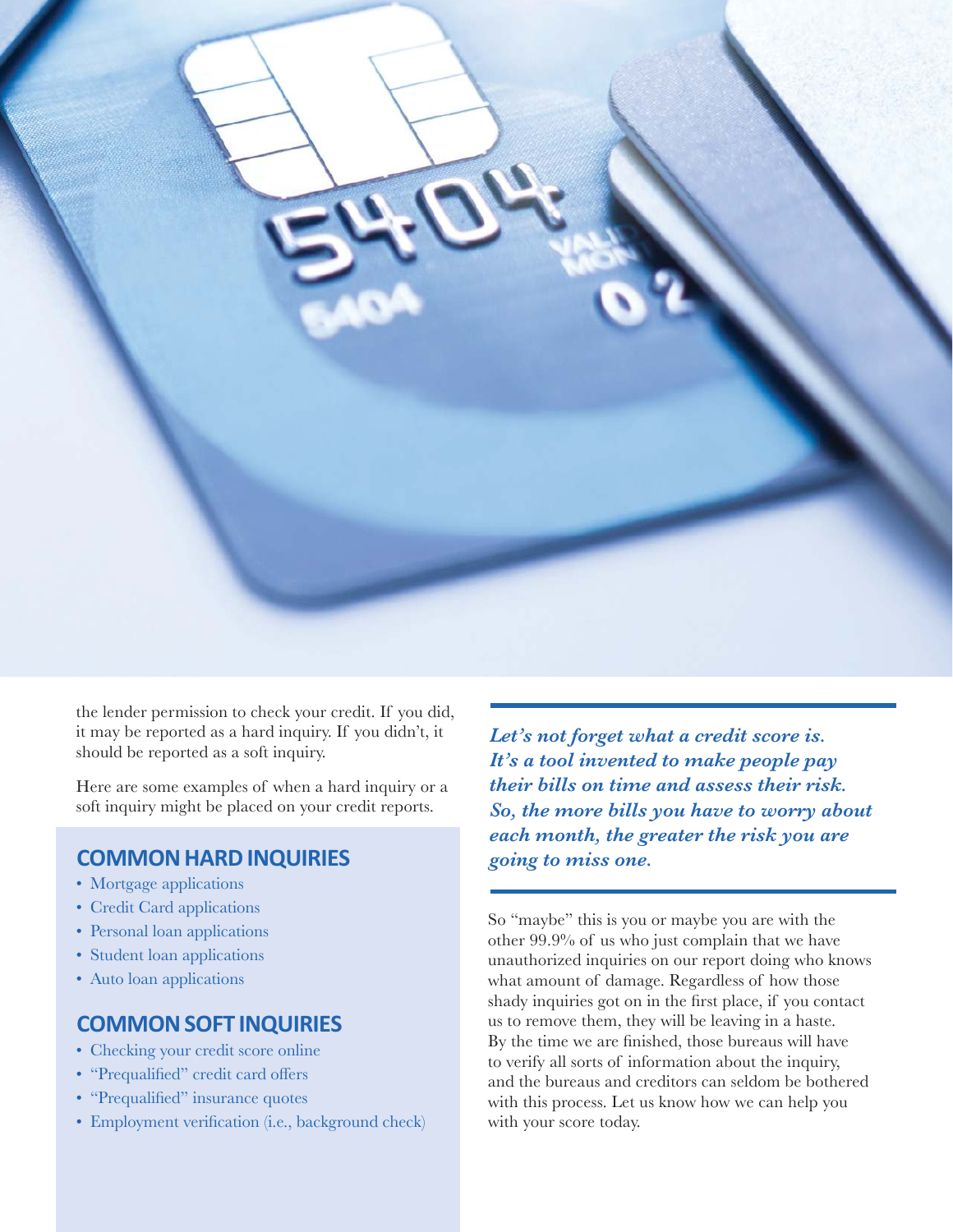the lender permission to check your credit. If you did, it may be reported as a hard inquiry. If you didn't, it should be reported as a soft inquiry.

Here are some examples of when a hard inquiry or a soft inquiry might be placed on your credit reports.

## COMMON HARD INQUIRIES

- Mortgage applications
- Credit Card applications
- Personal loan applications
- Student loan applications
- Auto loan applications

## COMMON SOFT INQUIRIES

- Checking your credit score online
- "Prequalified" credit card offers
- "Prequalified" insurance quotes
- Employment verification (i.e., background check)

***Let's not forget what a credit score is. It's a tool invented to make people pay their bills on time and assess their risk. So, the more bills you have to worry about each month, the greater the risk you are going to miss one.***

So "maybe" this is you or maybe you are with the other 99.9% of us who just complain that we have unauthorized inquiries on our report doing who knows what amount of damage. Regardless of how those shady inquiries got on in the first place, if you contact us to remove them, they will be leaving in a haste. By the time we are finished, those bureaus will have to verify all sorts of information about the inquiry, and the bureaus and creditors can seldom be bothered with this process. Let us know how we can help you with your score today.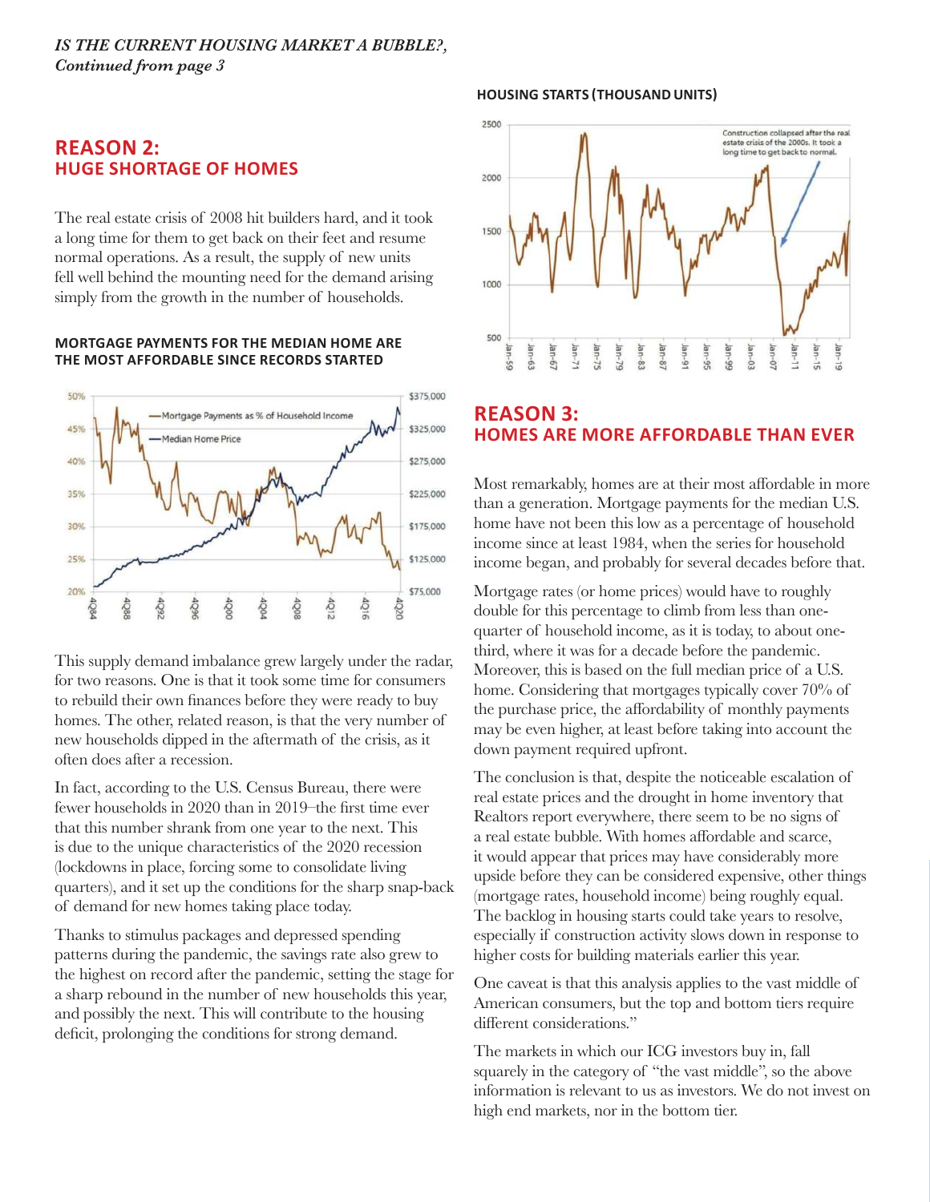*IS THE CURRENT HOUSING MARKET A BUBBLE?,*
***Continued from page 3***

## REASON 2: HUGE SHORTAGE OF HOMES

The real estate crisis of 2008 hit builders hard, and it took a long time for them to get back on their feet and resume normal operations. As a result, the supply of new units fell well behind the mounting need for the demand arising simply from the growth in the number of households.

**MORTGAGE PAYMENTS FOR THE MEDIAN HOME ARE THE MOST AFFORDABLE SINCE RECORDS STARTED**

Mortgage Payments as % of Household Income
Median Home Price
50%
45%
40%
35%
30%
25%
20%
$375,000
$325,000
$275,000
$225,000
$175,000
$125,000
$75,000
4Q84
4Q88
4Q92
4Q96
4Q00
4Q04
4Q08
4Q12
4Q16
4Q20

This supply demand imbalance grew largely under the radar, for two reasons. One is that it took some time for consumers to rebuild their own finances before they were ready to buy homes. The other, related reason, is that the very number of new households dipped in the aftermath of the crisis, as it often does after a recession.

In fact, according to the U.S. Census Bureau, there were fewer households in 2020 than in 2019–the first time ever that this number shrank from one year to the next. This is due to the unique characteristics of the 2020 recession (lockdowns in place, forcing some to consolidate living quarters), and it set up the conditions for the sharp snap-back of demand for new homes taking place today.

Thanks to stimulus packages and depressed spending patterns during the pandemic, the savings rate also grew to the highest on record after the pandemic, setting the stage for a sharp rebound in the number of new households this year, and possibly the next. This will contribute to the housing deficit, prolonging the conditions for strong demand.

**HOUSING STARTS (THOUSAND UNITS)**

Construction collapsed after the real estate crisis of the 2000s. It took a long time to get back to normal.
2500
2000
1500
1000
500
Jan-59
Jan-63
Jan-67
Jan-71
Jan-75
Jan-79
Jan-83
Jan-87
Jan-91
Jan-95
Jan-99
Jan-03
Jan-07
Jan-11
Jan-15
Jan-19

## REASON 3: HOMES ARE MORE AFFORDABLE THAN EVER

Most remarkably, homes are at their most affordable in more than a generation. Mortgage payments for the median U.S. home have not been this low as a percentage of household income since at least 1984, when the series for household income began, and probably for several decades before that.

Mortgage rates (or home prices) would have to roughly double for this percentage to climb from less than one-quarter of household income, as it is today, to about one-third, where it was for a decade before the pandemic. Moreover, this is based on the full median price of a U.S. home. Considering that mortgages typically cover 70% of the purchase price, the affordability of monthly payments may be even higher, at least before taking into account the down payment required upfront.

The conclusion is that, despite the noticeable escalation of real estate prices and the drought in home inventory that Realtors report everywhere, there seem to be no signs of a real estate bubble. With homes affordable and scarce, it would appear that prices may have considerably more upside before they can be considered expensive, other things (mortgage rates, household income) being roughly equal. The backlog in housing starts could take years to resolve, especially if construction activity slows down in response to higher costs for building materials earlier this year.

One caveat is that this analysis applies to the vast middle of American consumers, but the top and bottom tiers require different considerations."

The markets in which our ICG investors buy in, fall squarely in the category of "the vast middle", so the above information is relevant to us as investors. We do not invest on high end markets, nor in the bottom tier.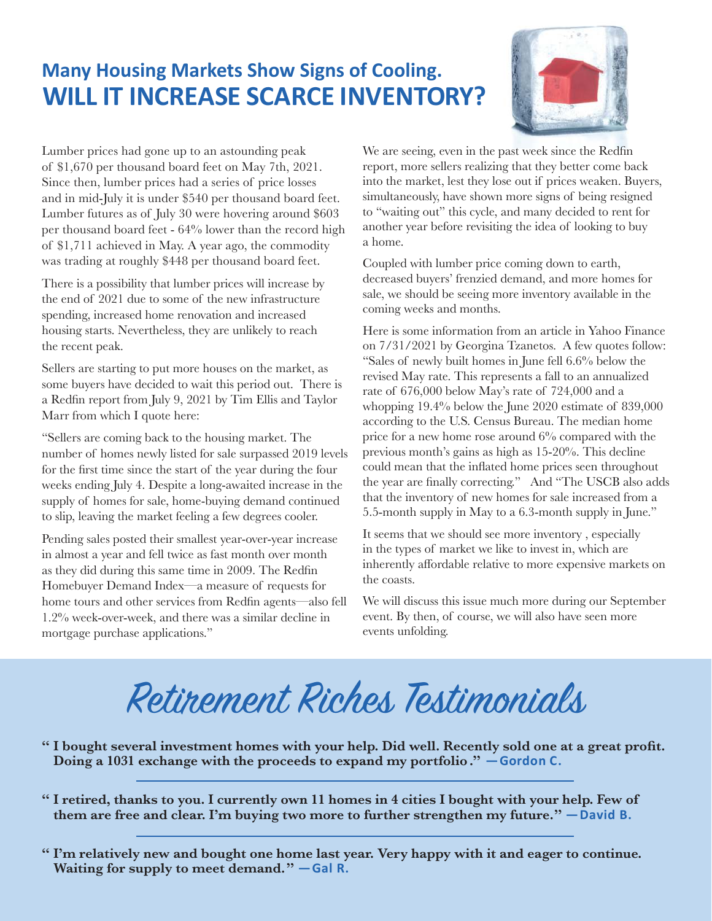## Many Housing Markets Show Signs of Cooling.
# WILL IT INCREASE SCARCE INVENTORY?

Lumber prices had gone up to an astounding peak of $1,670 per thousand board feet on May 7th, 2021. Since then, lumber prices had a series of price losses and in mid-July it is under $540 per thousand board feet. Lumber futures as of July 30 were hovering around $603 per thousand board feet - 64% lower than the record high of $1,711 achieved in May. A year ago, the commodity was trading at roughly $448 per thousand board feet.

There is a possibility that lumber prices will increase by the end of 2021 due to some of the new infrastructure spending, increased home renovation and increased housing starts. Nevertheless, they are unlikely to reach the recent peak.

Sellers are starting to put more houses on the market, as some buyers have decided to wait this period out. There is a Redfin report from July 9, 2021 by Tim Ellis and Taylor Marr from which I quote here:

"Sellers are coming back to the housing market. The number of homes newly listed for sale surpassed 2019 levels for the first time since the start of the year during the four weeks ending July 4. Despite a long-awaited increase in the supply of homes for sale, home-buying demand continued to slip, leaving the market feeling a few degrees cooler.

Pending sales posted their smallest year-over-year increase in almost a year and fell twice as fast month over month as they did during this same time in 2009. The Redfin Homebuyer Demand Index—a measure of requests for home tours and other services from Redfin agents—also fell 1.2% week-over-week, and there was a similar decline in mortgage purchase applications."

We are seeing, even in the past week since the Redfin report, more sellers realizing that they better come back into the market, lest they lose out if prices weaken. Buyers, simultaneously, have shown more signs of being resigned to "waiting out" this cycle, and many decided to rent for another year before revisiting the idea of looking to buy a home.

Coupled with lumber price coming down to earth, decreased buyers' frenzied demand, and more homes for sale, we should be seeing more inventory available in the coming weeks and months.

Here is some information from an article in Yahoo Finance on 7/31/2021 by Georgina Tzanetos. A few quotes follow: "Sales of newly built homes in June fell 6.6% below the revised May rate. This represents a fall to an annualized rate of 676,000 below May's rate of 724,000 and a whopping 19.4% below the June 2020 estimate of 839,000 according to the U.S. Census Bureau. The median home price for a new home rose around 6% compared with the previous month's gains as high as 15-20%. This decline could mean that the inflated home prices seen throughout the year are finally correcting." And "The USCB also adds that the inventory of new homes for sale increased from a 5.5-month supply in May to a 6.3-month supply in June."

It seems that we should see more inventory , especially in the types of market we like to invest in, which are inherently affordable relative to more expensive markets on the coasts.

We will discuss this issue much more during our September event. By then, of course, we will also have seen more events unfolding.

# Retirement Riches Testimonials

**" I bought several investment homes with your help. Did well. Recently sold one at a great profit. Doing a 1031 exchange with the proceeds to expand my portfolio ." —Gordon C.**

---

**" I retired, thanks to you. I currently own 11 homes in 4 cities I bought with your help. Few of them are free and clear. I'm buying two more to further strengthen my future." —David B.**

---

**" I'm relatively new and bought one home last year. Very happy with it and eager to continue. Waiting for supply to meet demand. " —Gal R.**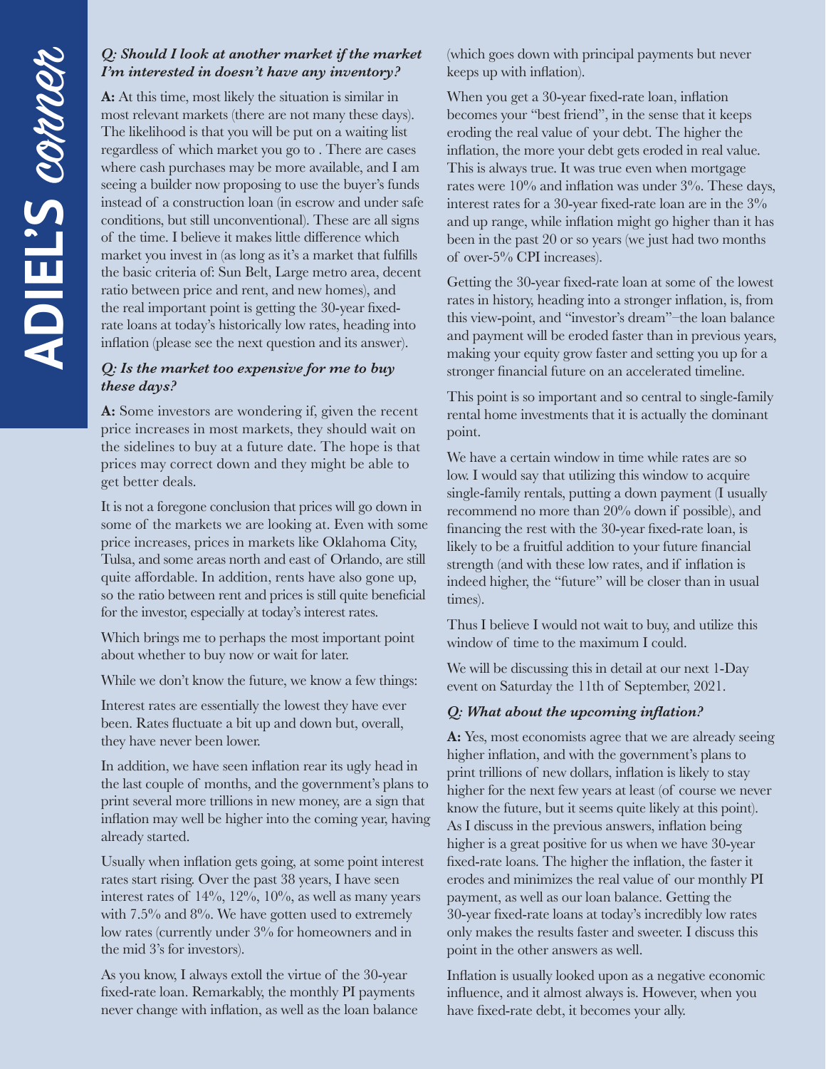# ADIEL'S *corner*

***Q: Should I look at another market if the market I'm interested in doesn't have any inventory?***

**A:** At this time, most likely the situation is similar in most relevant markets (there are not many these days). The likelihood is that you will be put on a waiting list regardless of which market you go to . There are cases where cash purchases may be more available, and I am seeing a builder now proposing to use the buyer's funds instead of a construction loan (in escrow and under safe conditions, but still unconventional). These are all signs of the time. I believe it makes little difference which market you invest in (as long as it's a market that fulfills the basic criteria of: Sun Belt, Large metro area, decent ratio between price and rent, and new homes), and the real important point is getting the 30-year fixed-rate loans at today's historically low rates, heading into inflation (please see the next question and its answer).

***Q: Is the market too expensive for me to buy these days?***

**A:** Some investors are wondering if, given the recent price increases in most markets, they should wait on the sidelines to buy at a future date. The hope is that prices may correct down and they might be able to get better deals.

It is not a foregone conclusion that prices will go down in some of the markets we are looking at. Even with some price increases, prices in markets like Oklahoma City, Tulsa, and some areas north and east of Orlando, are still quite affordable. In addition, rents have also gone up, so the ratio between rent and prices is still quite beneficial for the investor, especially at today's interest rates.

Which brings me to perhaps the most important point about whether to buy now or wait for later.

While we don't know the future, we know a few things:

Interest rates are essentially the lowest they have ever been. Rates fluctuate a bit up and down but, overall, they have never been lower.

In addition, we have seen inflation rear its ugly head in the last couple of months, and the government's plans to print several more trillions in new money, are a sign that inflation may well be higher into the coming year, having already started.

Usually when inflation gets going, at some point interest rates start rising. Over the past 38 years, I have seen interest rates of 14%, 12%, 10%, as well as many years with 7.5% and 8%. We have gotten used to extremely low rates (currently under 3% for homeowners and in the mid 3's for investors).

As you know, I always extoll the virtue of the 30-year fixed-rate loan. Remarkably, the monthly PI payments never change with inflation, as well as the loan balance (which goes down with principal payments but never keeps up with inflation).

When you get a 30-year fixed-rate loan, inflation becomes your "best friend", in the sense that it keeps eroding the real value of your debt. The higher the inflation, the more your debt gets eroded in real value. This is always true. It was true even when mortgage rates were 10% and inflation was under 3%. These days, interest rates for a 30-year fixed-rate loan are in the 3% and up range, while inflation might go higher than it has been in the past 20 or so years (we just had two months of over-5% CPI increases).

Getting the 30-year fixed-rate loan at some of the lowest rates in history, heading into a stronger inflation, is, from this view-point, and "investor's dream"–the loan balance and payment will be eroded faster than in previous years, making your equity grow faster and setting you up for a stronger financial future on an accelerated timeline.

This point is so important and so central to single-family rental home investments that it is actually the dominant point.

We have a certain window in time while rates are so low. I would say that utilizing this window to acquire single-family rentals, putting a down payment (I usually recommend no more than 20% down if possible), and financing the rest with the 30-year fixed-rate loan, is likely to be a fruitful addition to your future financial strength (and with these low rates, and if inflation is indeed higher, the "future" will be closer than in usual times).

Thus I believe I would not wait to buy, and utilize this window of time to the maximum I could.

We will be discussing this in detail at our next 1-Day event on Saturday the 11th of September, 2021.

***Q: What about the upcoming inflation?***

**A:** Yes, most economists agree that we are already seeing higher inflation, and with the government's plans to print trillions of new dollars, inflation is likely to stay higher for the next few years at least (of course we never know the future, but it seems quite likely at this point). As I discuss in the previous answers, inflation being higher is a great positive for us when we have 30-year fixed-rate loans. The higher the inflation, the faster it erodes and minimizes the real value of our monthly PI payment, as well as our loan balance. Getting the 30-year fixed-rate loans at today's incredibly low rates only makes the results faster and sweeter. I discuss this point in the other answers as well.

Inflation is usually looked upon as a negative economic influence, and it almost always is. However, when you have fixed-rate debt, it becomes your ally.